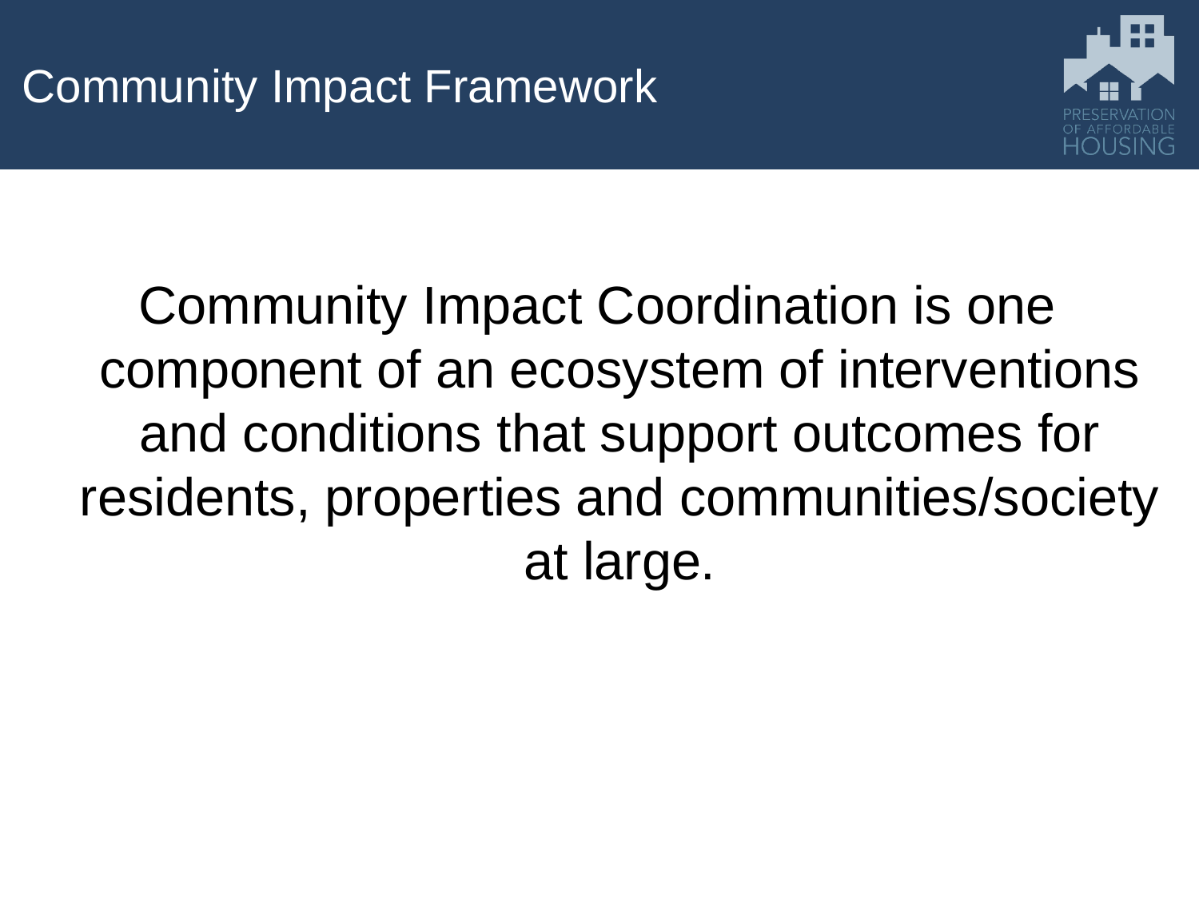# Community Impact Framework

Community Impact Coordination is one component of an ecosystem of interventions and conditions that support outcomes for residents, properties and communities/society at large.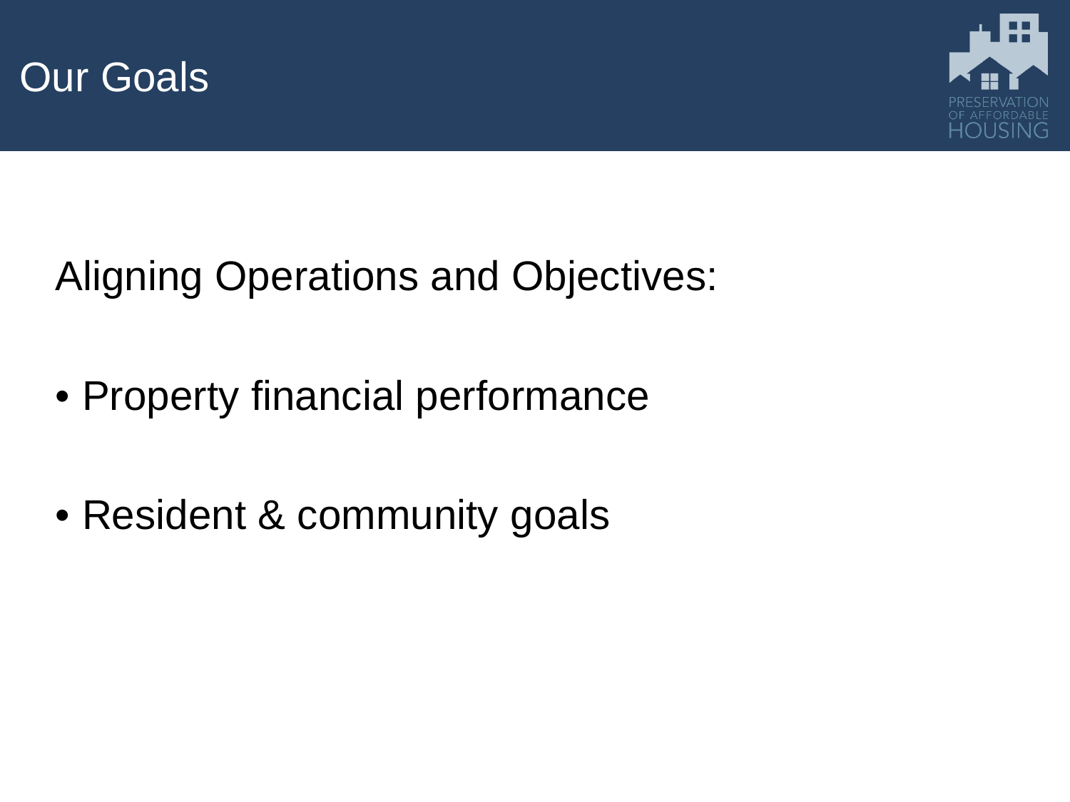# Our Goals

Aligning Operations and Objectives:

- Property financial performance
- Resident & community goals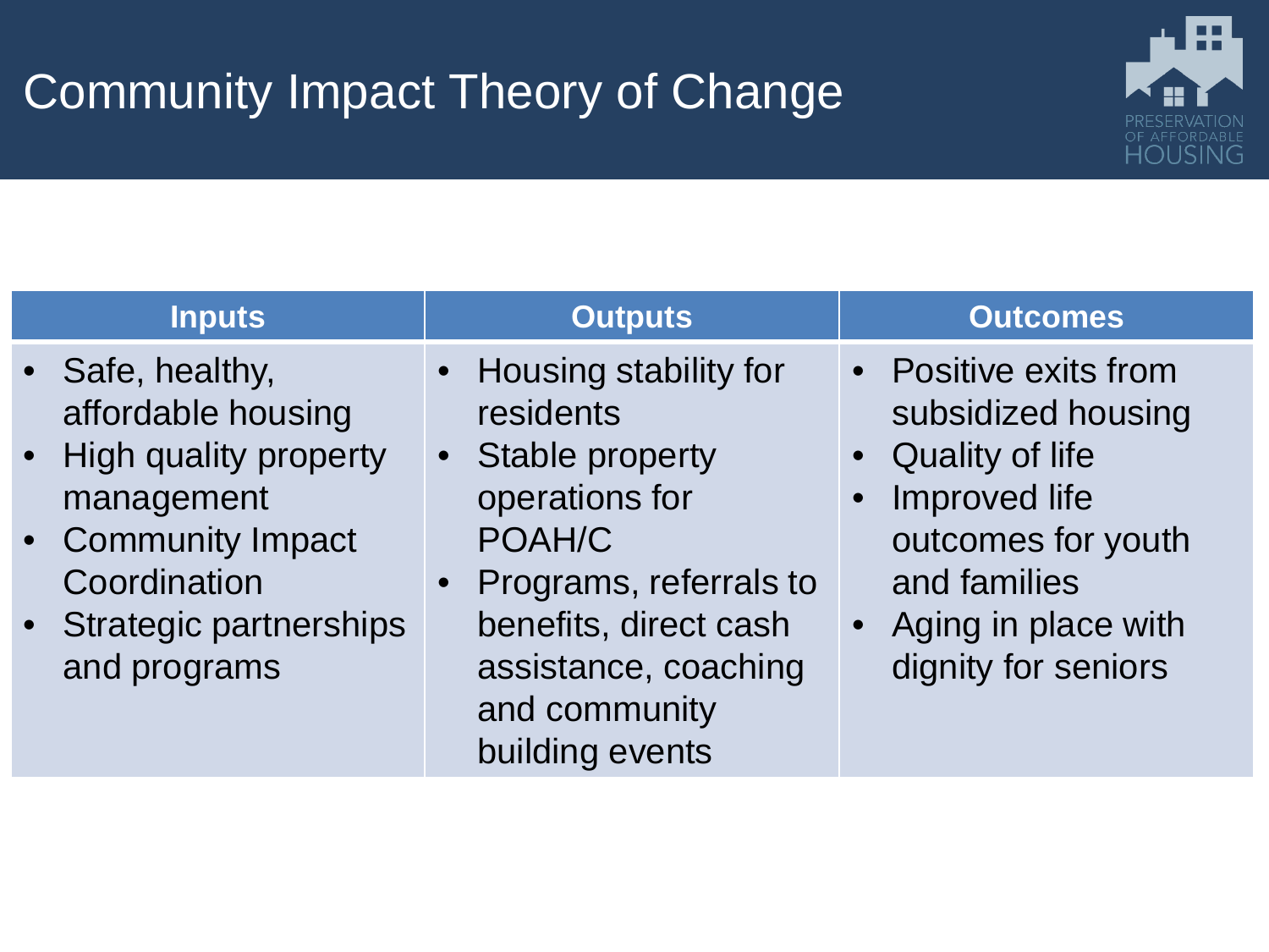# Community Impact Theory of Change

| Inputs | Outputs | Outcomes |
| --- | --- | --- |
| • Safe, healthy, affordable housing<br>• High quality property management<br>• Community Impact Coordination<br>• Strategic partnerships and programs | • Housing stability for residents<br>• Stable property operations for POAH/C<br>• Programs, referrals to benefits, direct cash assistance, coaching and community building events | • Positive exits from subsidized housing<br>• Quality of life<br>• Improved life outcomes for youth and families<br>• Aging in place with dignity for seniors |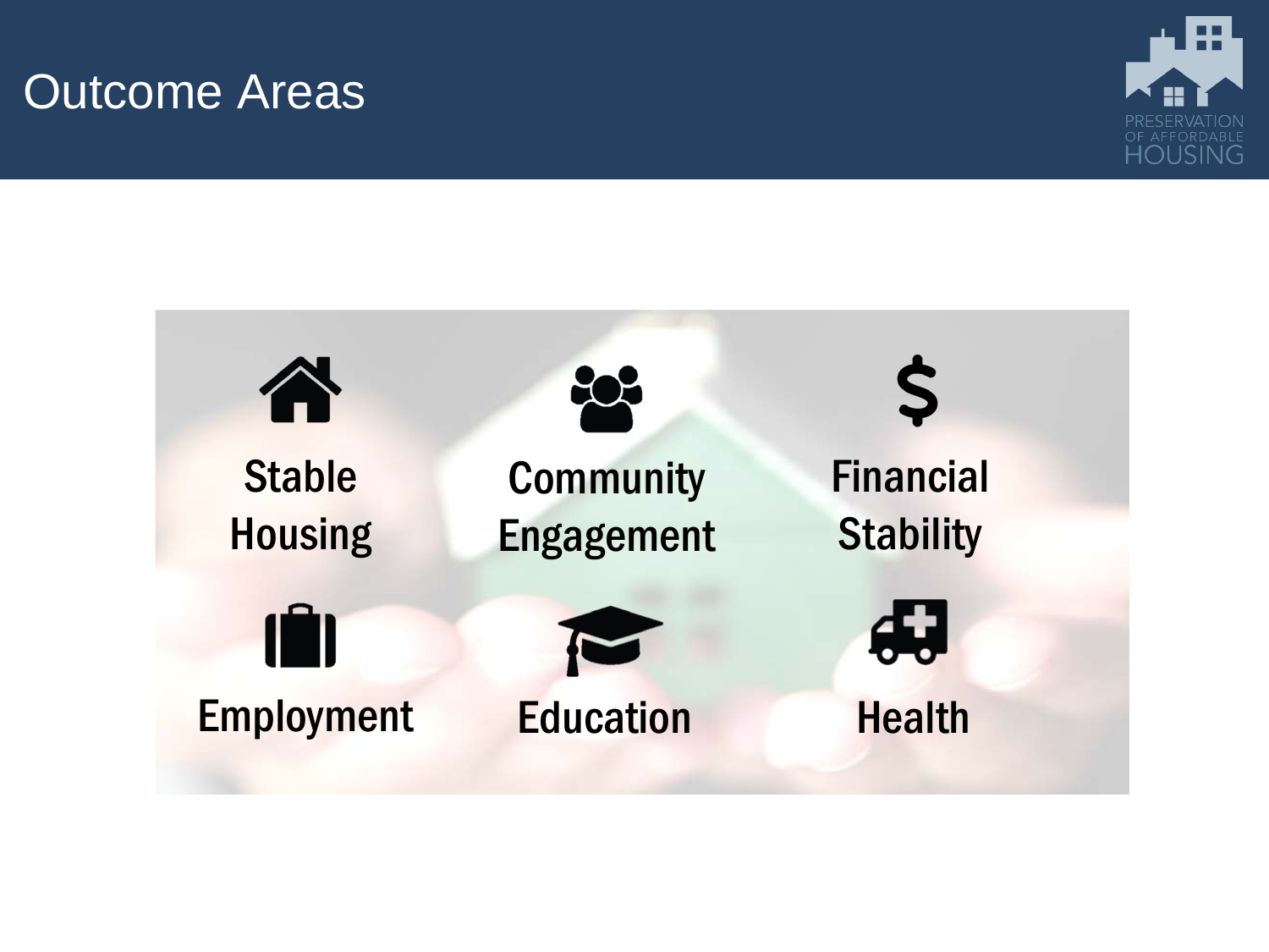# Outcome Areas

- Stable Housing
- Community Engagement
- Financial Stability
- Employment
- Education
- Health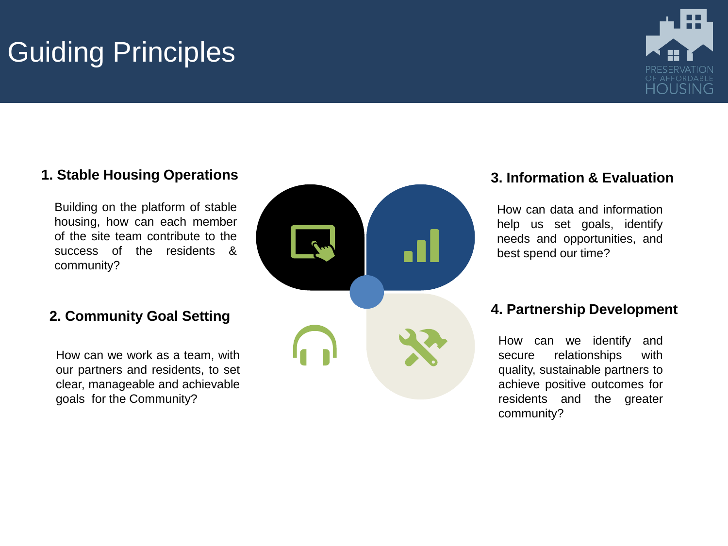# Guiding Principles

PRESERVATION OF AFFORDABLE HOUSING

### 1. Stable Housing Operations

Building on the platform of stable housing, how can each member of the site team contribute to the success of the residents & community?

### 2. Community Goal Setting

How can we work as a team, with our partners and residents, to set clear, manageable and achievable goals for the Community?

### 3. Information & Evaluation

How can data and information help us set goals, identify needs and opportunities, and best spend our time?

### 4. Partnership Development

How can we identify and secure relationships with quality, sustainable partners to achieve positive outcomes for residents and the greater community?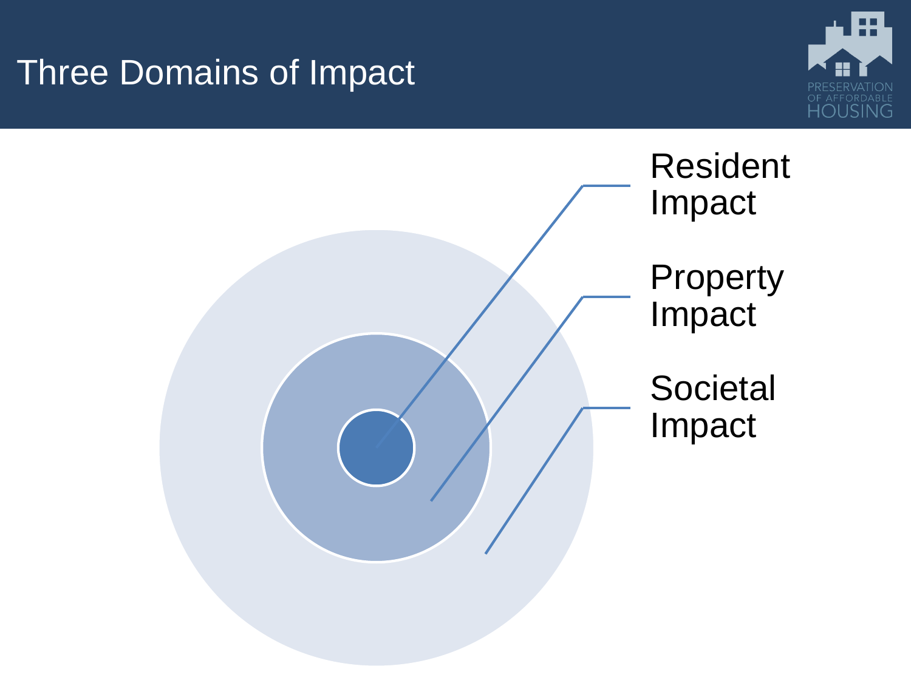# Three Domains of Impact

- Resident Impact
- Property Impact
- Societal Impact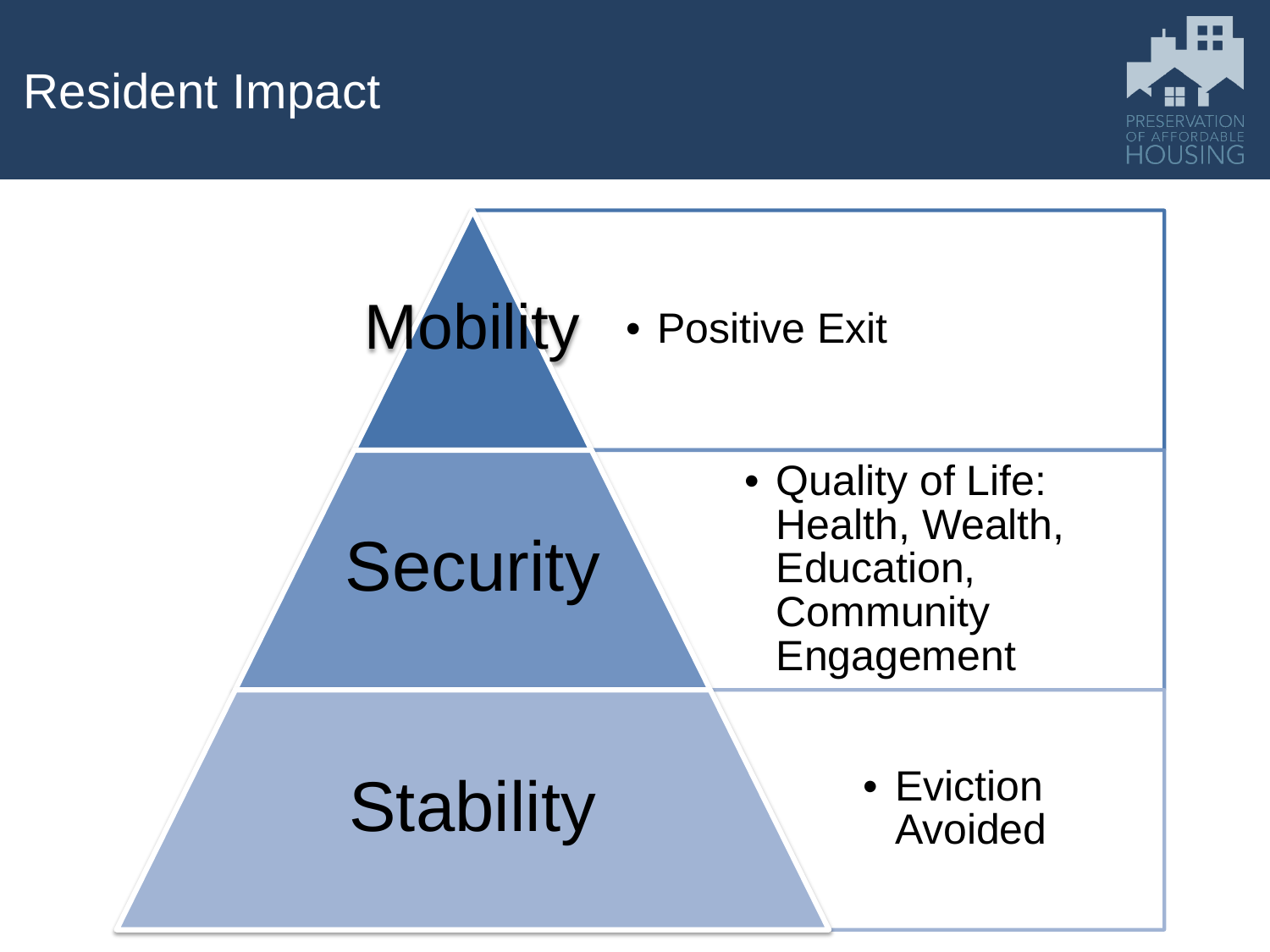# Resident Impact

Mobility
- Positive Exit

Security
- Quality of Life: Health, Wealth, Education, Community Engagement

Stability
- Eviction Avoided